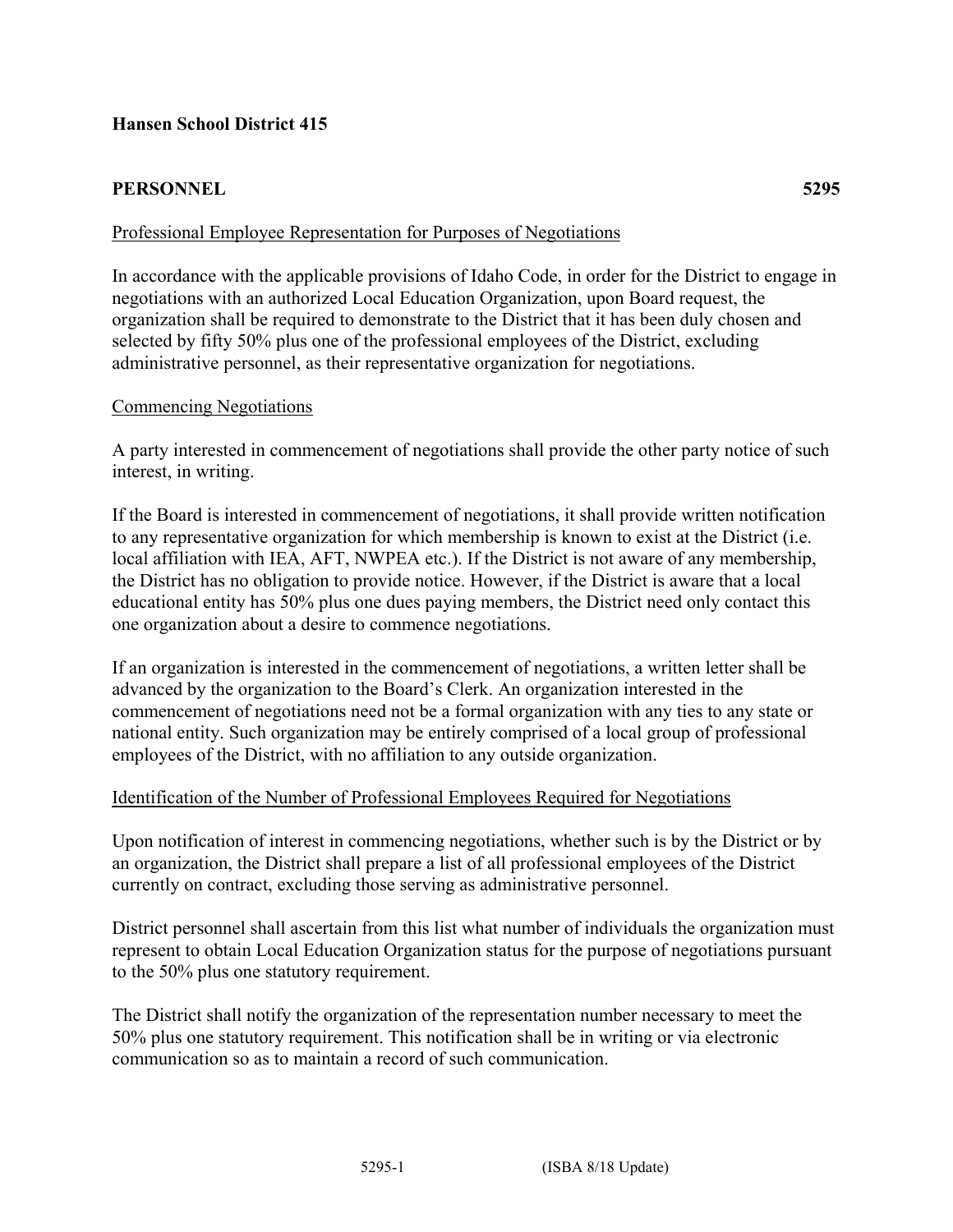**Hansen School District 415**

**PERSONNEL 5295**

Professional Employee Representation for Purposes of Negotiations

In accordance with the applicable provisions of Idaho Code, in order for the District to engage in negotiations with an authorized Local Education Organization, upon Board request, the organization shall be required to demonstrate to the District that it has been duly chosen and selected by fifty 50% plus one of the professional employees of the District, excluding administrative personnel, as their representative organization for negotiations.

Commencing Negotiations

A party interested in commencement of negotiations shall provide the other party notice of such interest, in writing.

If the Board is interested in commencement of negotiations, it shall provide written notification to any representative organization for which membership is known to exist at the District (i.e. local affiliation with IEA, AFT, NWPEA etc.). If the District is not aware of any membership, the District has no obligation to provide notice. However, if the District is aware that a local educational entity has 50% plus one dues paying members, the District need only contact this one organization about a desire to commence negotiations.

If an organization is interested in the commencement of negotiations, a written letter shall be advanced by the organization to the Board's Clerk. An organization interested in the commencement of negotiations need not be a formal organization with any ties to any state or national entity. Such organization may be entirely comprised of a local group of professional employees of the District, with no affiliation to any outside organization.

Identification of the Number of Professional Employees Required for Negotiations

Upon notification of interest in commencing negotiations, whether such is by the District or by an organization, the District shall prepare a list of all professional employees of the District currently on contract, excluding those serving as administrative personnel.

District personnel shall ascertain from this list what number of individuals the organization must represent to obtain Local Education Organization status for the purpose of negotiations pursuant to the 50% plus one statutory requirement.

The District shall notify the organization of the representation number necessary to meet the 50% plus one statutory requirement. This notification shall be in writing or via electronic communication so as to maintain a record of such communication.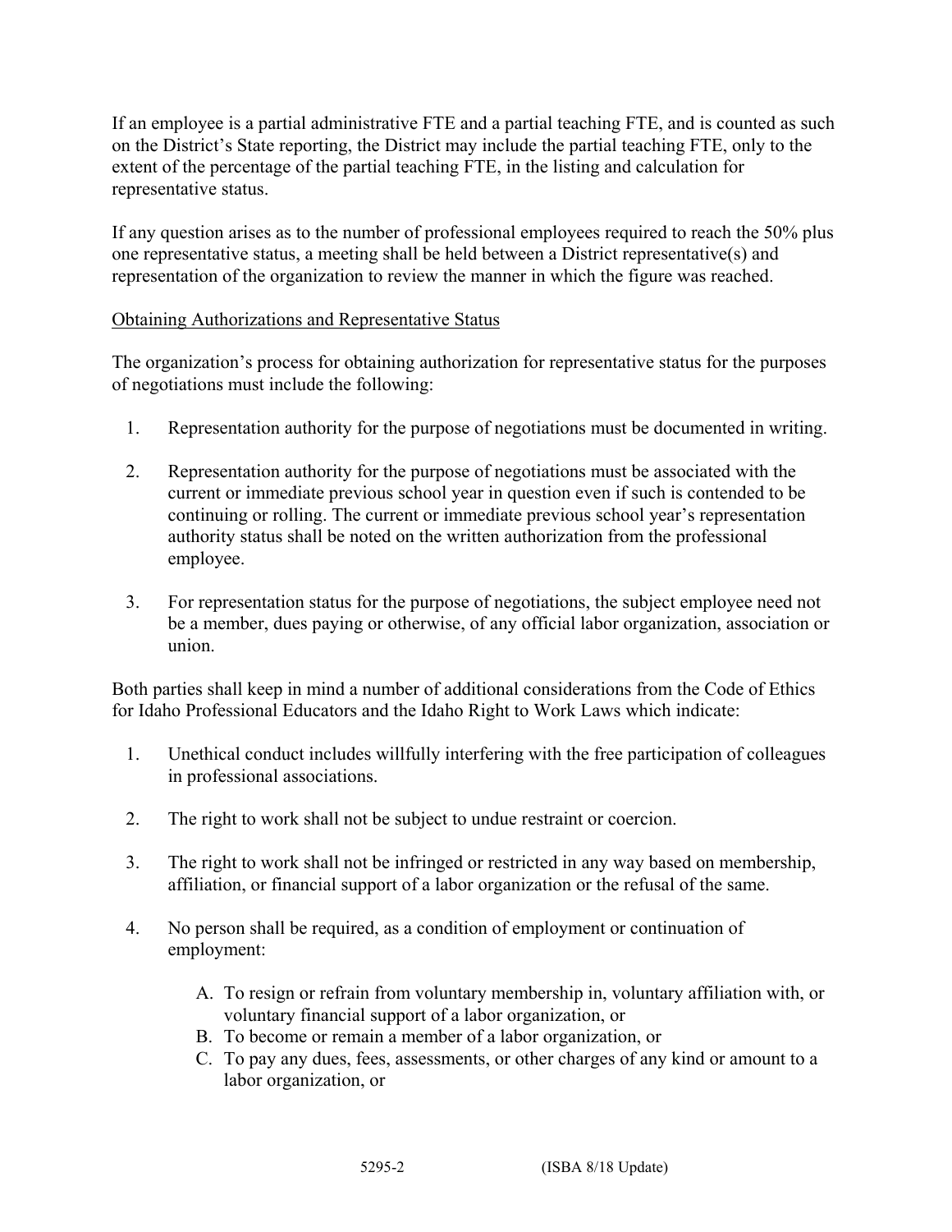If an employee is a partial administrative FTE and a partial teaching FTE, and is counted as such on the District's State reporting, the District may include the partial teaching FTE, only to the extent of the percentage of the partial teaching FTE, in the listing and calculation for representative status.

If any question arises as to the number of professional employees required to reach the 50% plus one representative status, a meeting shall be held between a District representative(s) and representation of the organization to review the manner in which the figure was reached.

<u>Obtaining Authorizations and Representative Status</u>

The organization's process for obtaining authorization for representative status for the purposes of negotiations must include the following:

1. Representation authority for the purpose of negotiations must be documented in writing.

2. Representation authority for the purpose of negotiations must be associated with the current or immediate previous school year in question even if such is contended to be continuing or rolling. The current or immediate previous school year's representation authority status shall be noted on the written authorization from the professional employee.

3. For representation status for the purpose of negotiations, the subject employee need not be a member, dues paying or otherwise, of any official labor organization, association or union.

Both parties shall keep in mind a number of additional considerations from the Code of Ethics for Idaho Professional Educators and the Idaho Right to Work Laws which indicate:

1. Unethical conduct includes willfully interfering with the free participation of colleagues in professional associations.

2. The right to work shall not be subject to undue restraint or coercion.

3. The right to work shall not be infringed or restricted in any way based on membership, affiliation, or financial support of a labor organization or the refusal of the same.

4. No person shall be required, as a condition of employment or continuation of employment:

    A. To resign or refrain from voluntary membership in, voluntary affiliation with, or voluntary financial support of a labor organization, or
    B. To become or remain a member of a labor organization, or
    C. To pay any dues, fees, assessments, or other charges of any kind or amount to a labor organization, or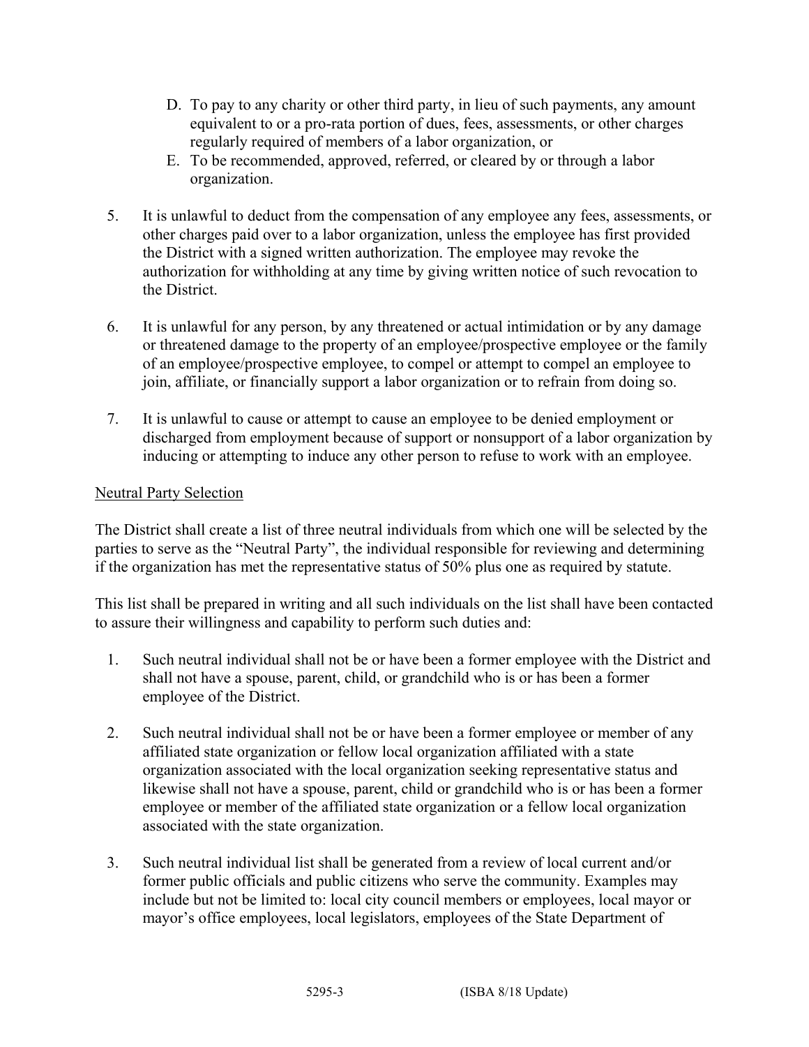D. To pay to any charity or other third party, in lieu of such payments, any amount equivalent to or a pro-rata portion of dues, fees, assessments, or other charges regularly required of members of a labor organization, or
E. To be recommended, approved, referred, or cleared by or through a labor organization.

5. It is unlawful to deduct from the compensation of any employee any fees, assessments, or other charges paid over to a labor organization, unless the employee has first provided the District with a signed written authorization. The employee may revoke the authorization for withholding at any time by giving written notice of such revocation to the District.

6. It is unlawful for any person, by any threatened or actual intimidation or by any damage or threatened damage to the property of an employee/prospective employee or the family of an employee/prospective employee, to compel or attempt to compel an employee to join, affiliate, or financially support a labor organization or to refrain from doing so.

7. It is unlawful to cause or attempt to cause an employee to be denied employment or discharged from employment because of support or nonsupport of a labor organization by inducing or attempting to induce any other person to refuse to work with an employee.

<u>Neutral Party Selection</u>

The District shall create a list of three neutral individuals from which one will be selected by the parties to serve as the "Neutral Party", the individual responsible for reviewing and determining if the organization has met the representative status of 50% plus one as required by statute.

This list shall be prepared in writing and all such individuals on the list shall have been contacted to assure their willingness and capability to perform such duties and:

1. Such neutral individual shall not be or have been a former employee with the District and shall not have a spouse, parent, child, or grandchild who is or has been a former employee of the District.

2. Such neutral individual shall not be or have been a former employee or member of any affiliated state organization or fellow local organization affiliated with a state organization associated with the local organization seeking representative status and likewise shall not have a spouse, parent, child or grandchild who is or has been a former employee or member of the affiliated state organization or a fellow local organization associated with the state organization.

3. Such neutral individual list shall be generated from a review of local current and/or former public officials and public citizens who serve the community. Examples may include but not be limited to: local city council members or employees, local mayor or mayor's office employees, local legislators, employees of the State Department of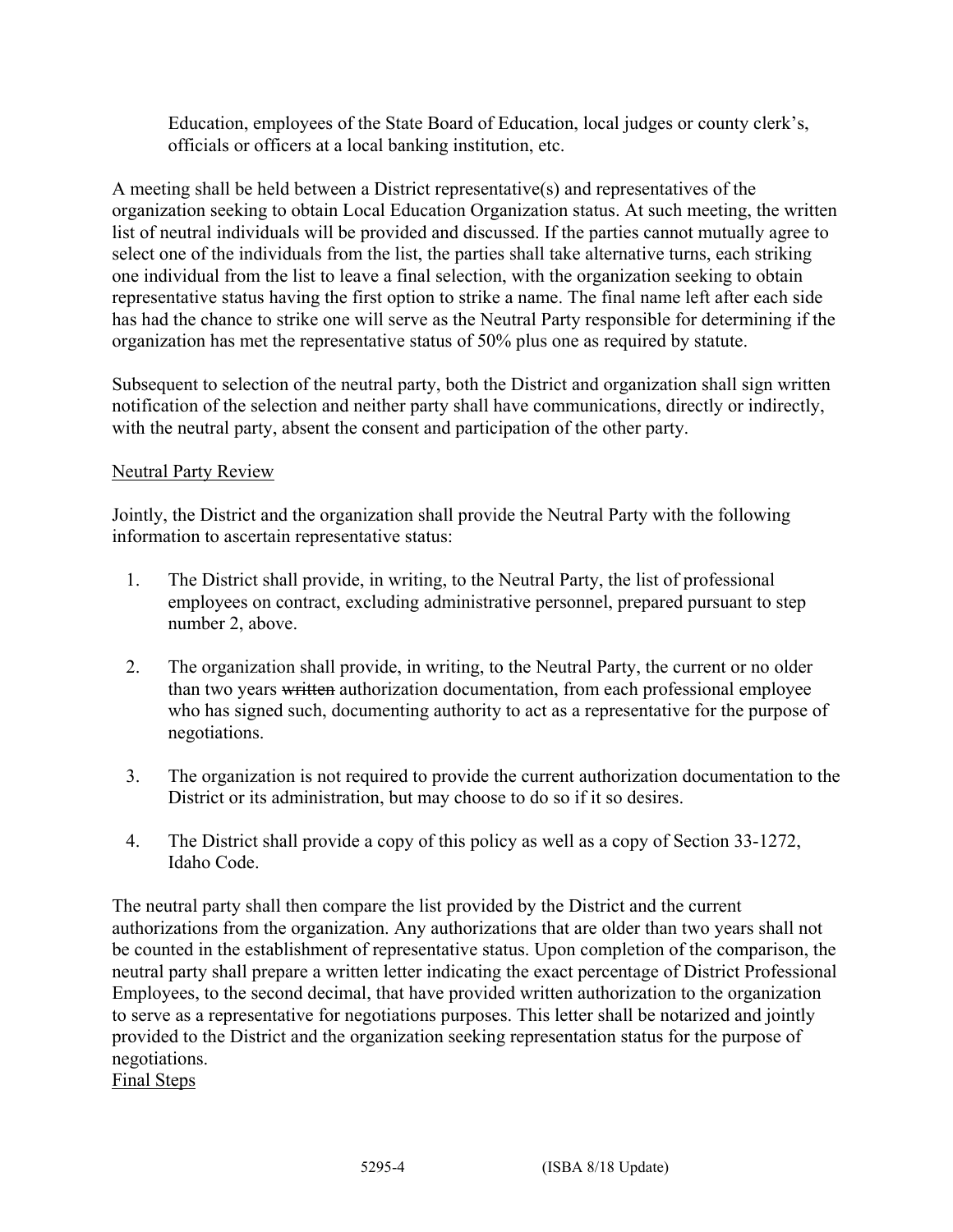Education, employees of the State Board of Education, local judges or county clerk's, officials or officers at a local banking institution, etc.

A meeting shall be held between a District representative(s) and representatives of the organization seeking to obtain Local Education Organization status. At such meeting, the written list of neutral individuals will be provided and discussed. If the parties cannot mutually agree to select one of the individuals from the list, the parties shall take alternative turns, each striking one individual from the list to leave a final selection, with the organization seeking to obtain representative status having the first option to strike a name. The final name left after each side has had the chance to strike one will serve as the Neutral Party responsible for determining if the organization has met the representative status of 50% plus one as required by statute.

Subsequent to selection of the neutral party, both the District and organization shall sign written notification of the selection and neither party shall have communications, directly or indirectly, with the neutral party, absent the consent and participation of the other party.

<u>Neutral Party Review</u>

Jointly, the District and the organization shall provide the Neutral Party with the following information to ascertain representative status:

1. The District shall provide, in writing, to the Neutral Party, the list of professional employees on contract, excluding administrative personnel, prepared pursuant to step number 2, above.
2. The organization shall provide, in writing, to the Neutral Party, the current or no older than two years ~~written~~ authorization documentation, from each professional employee who has signed such, documenting authority to act as a representative for the purpose of negotiations.
3. The organization is not required to provide the current authorization documentation to the District or its administration, but may choose to do so if it so desires.
4. The District shall provide a copy of this policy as well as a copy of Section 33-1272, Idaho Code.

The neutral party shall then compare the list provided by the District and the current authorizations from the organization. Any authorizations that are older than two years shall not be counted in the establishment of representative status. Upon completion of the comparison, the neutral party shall prepare a written letter indicating the exact percentage of District Professional Employees, to the second decimal, that have provided written authorization to the organization to serve as a representative for negotiations purposes. This letter shall be notarized and jointly provided to the District and the organization seeking representation status for the purpose of negotiations.

<u>Final Steps</u>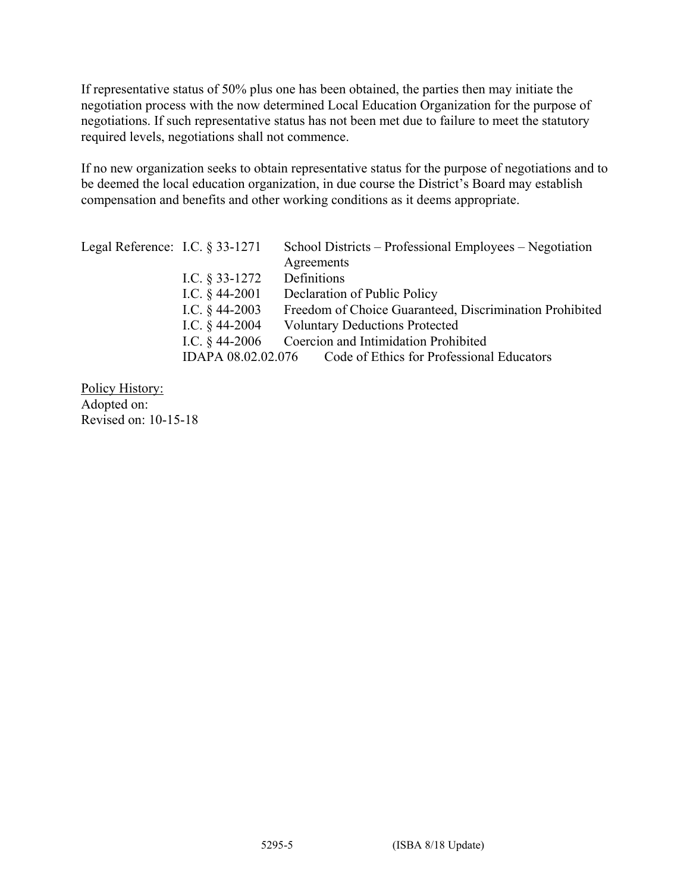If representative status of 50% plus one has been obtained, the parties then may initiate the negotiation process with the now determined Local Education Organization for the purpose of negotiations. If such representative status has not been met due to failure to meet the statutory required levels, negotiations shall not commence.

If no new organization seeks to obtain representative status for the purpose of negotiations and to be deemed the local education organization, in due course the District's Board may establish compensation and benefits and other working conditions as it deems appropriate.

| | | |
|---|---|---|
| Legal Reference: | I.C. § 33-1271 | School Districts – Professional Employees – Negotiation Agreements |
| | I.C. § 33-1272 | Definitions |
| | I.C. § 44-2001 | Declaration of Public Policy |
| | I.C. § 44-2003 | Freedom of Choice Guaranteed, Discrimination Prohibited |
| | I.C. § 44-2004 | Voluntary Deductions Protected |
| | I.C. § 44-2006 | Coercion and Intimidation Prohibited |
| | IDAPA 08.02.02.076 | Code of Ethics for Professional Educators |

Policy History:
Adopted on:
Revised on: 10-15-18